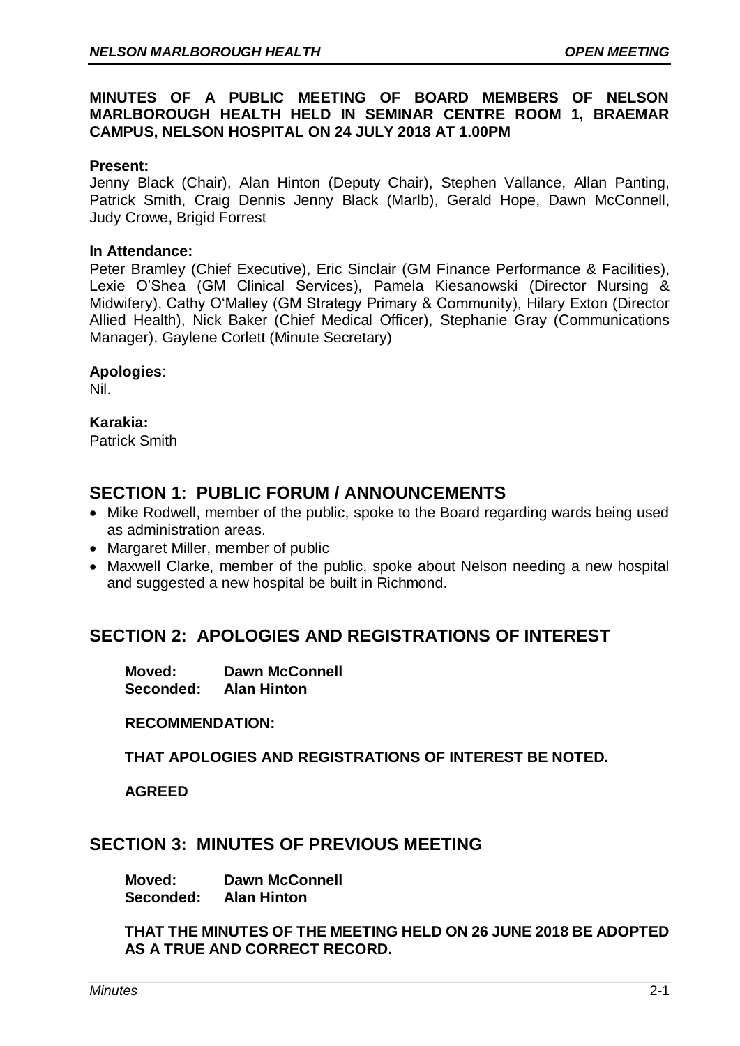**MINUTES OF A PUBLIC MEETING OF BOARD MEMBERS OF NELSON MARLBOROUGH HEALTH HELD IN SEMINAR CENTRE ROOM 1, BRAEMAR CAMPUS, NELSON HOSPITAL ON 24 JULY 2018 AT 1.00PM**

**Present:**
Jenny Black (Chair), Alan Hinton (Deputy Chair), Stephen Vallance, Allan Panting, Patrick Smith, Craig Dennis Jenny Black (Marlb), Gerald Hope, Dawn McConnell, Judy Crowe, Brigid Forrest

**In Attendance:**
Peter Bramley (Chief Executive), Eric Sinclair (GM Finance Performance & Facilities), Lexie O'Shea (GM Clinical Services), Pamela Kiesanowski (Director Nursing & Midwifery), Cathy O'Malley (GM Strategy Primary & Community), Hilary Exton (Director Allied Health), Nick Baker (Chief Medical Officer), Stephanie Gray (Communications Manager), Gaylene Corlett (Minute Secretary)

**Apologies**:
Nil.

**Karakia:**
Patrick Smith

## SECTION 1: PUBLIC FORUM / ANNOUNCEMENTS

- Mike Rodwell, member of the public, spoke to the Board regarding wards being used as administration areas.
- Margaret Miller, member of public
- Maxwell Clarke, member of the public, spoke about Nelson needing a new hospital and suggested a new hospital be built in Richmond.

## SECTION 2: APOLOGIES AND REGISTRATIONS OF INTEREST

**Moved: Dawn McConnell**
**Seconded: Alan Hinton**

**RECOMMENDATION:**

**THAT APOLOGIES AND REGISTRATIONS OF INTEREST BE NOTED.**

**AGREED**

## SECTION 3: MINUTES OF PREVIOUS MEETING

**Moved: Dawn McConnell**
**Seconded: Alan Hinton**

**THAT THE MINUTES OF THE MEETING HELD ON 26 JUNE 2018 BE ADOPTED AS A TRUE AND CORRECT RECORD.**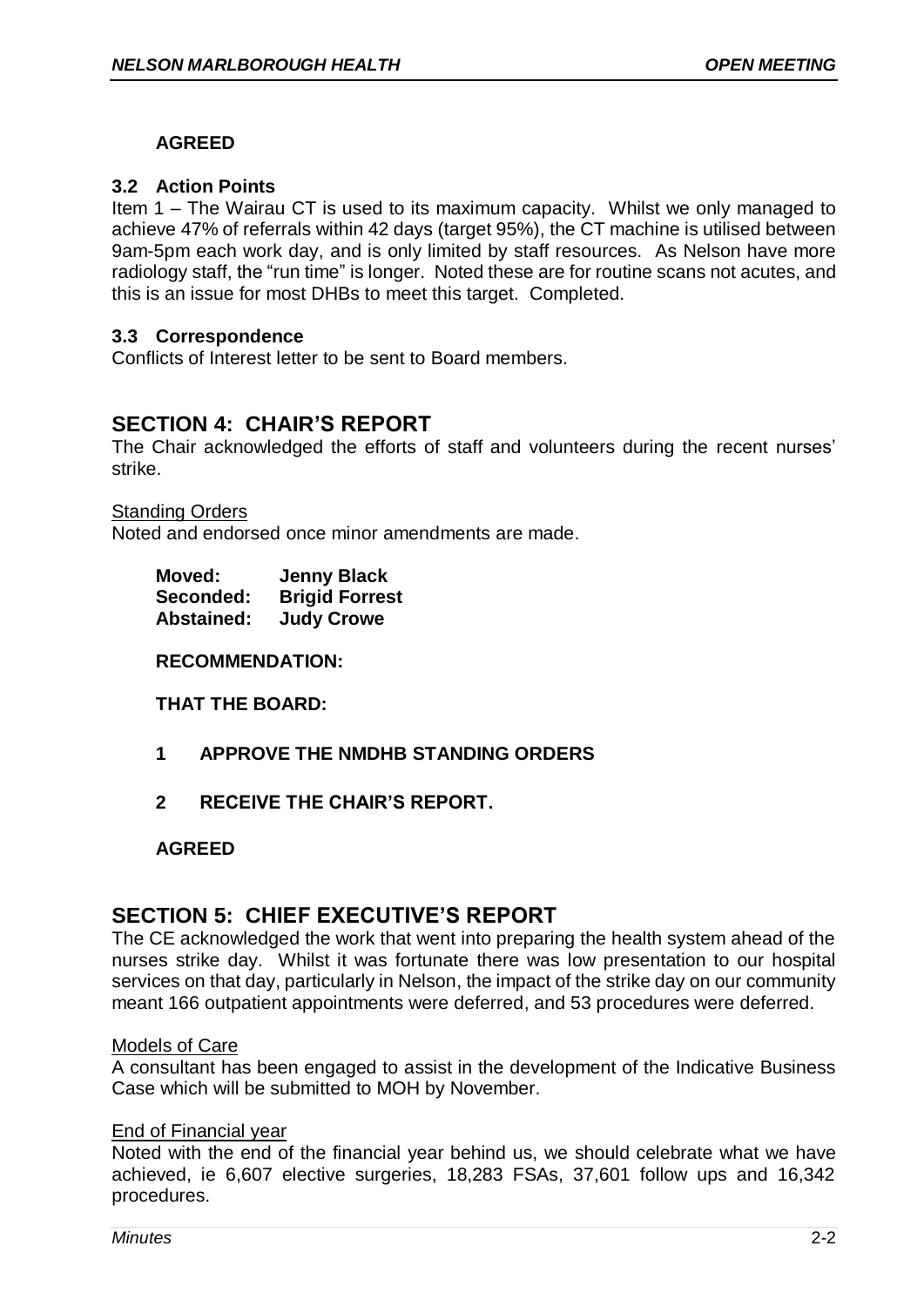**AGREED**

### 3.2 Action Points

Item 1 – The Wairau CT is used to its maximum capacity. Whilst we only managed to achieve 47% of referrals within 42 days (target 95%), the CT machine is utilised between 9am-5pm each work day, and is only limited by staff resources. As Nelson have more radiology staff, the "run time" is longer. Noted these are for routine scans not acutes, and this is an issue for most DHBs to meet this target. Completed.

### 3.3 Correspondence

Conflicts of Interest letter to be sent to Board members.

## SECTION 4: CHAIR'S REPORT

The Chair acknowledged the efforts of staff and volunteers during the recent nurses' strike.

Standing Orders

Noted and endorsed once minor amendments are made.

**Moved:** **Jenny Black**
**Seconded:** **Brigid Forrest**
**Abstained:** **Judy Crowe**

**RECOMMENDATION:**

**THAT THE BOARD:**

1. **APPROVE THE NMDHB STANDING ORDERS**
2. **RECEIVE THE CHAIR'S REPORT.**

**AGREED**

## SECTION 5: CHIEF EXECUTIVE'S REPORT

The CE acknowledged the work that went into preparing the health system ahead of the nurses strike day. Whilst it was fortunate there was low presentation to our hospital services on that day, particularly in Nelson, the impact of the strike day on our community meant 166 outpatient appointments were deferred, and 53 procedures were deferred.

Models of Care

A consultant has been engaged to assist in the development of the Indicative Business Case which will be submitted to MOH by November.

End of Financial year

Noted with the end of the financial year behind us, we should celebrate what we have achieved, ie 6,607 elective surgeries, 18,283 FSAs, 37,601 follow ups and 16,342 procedures.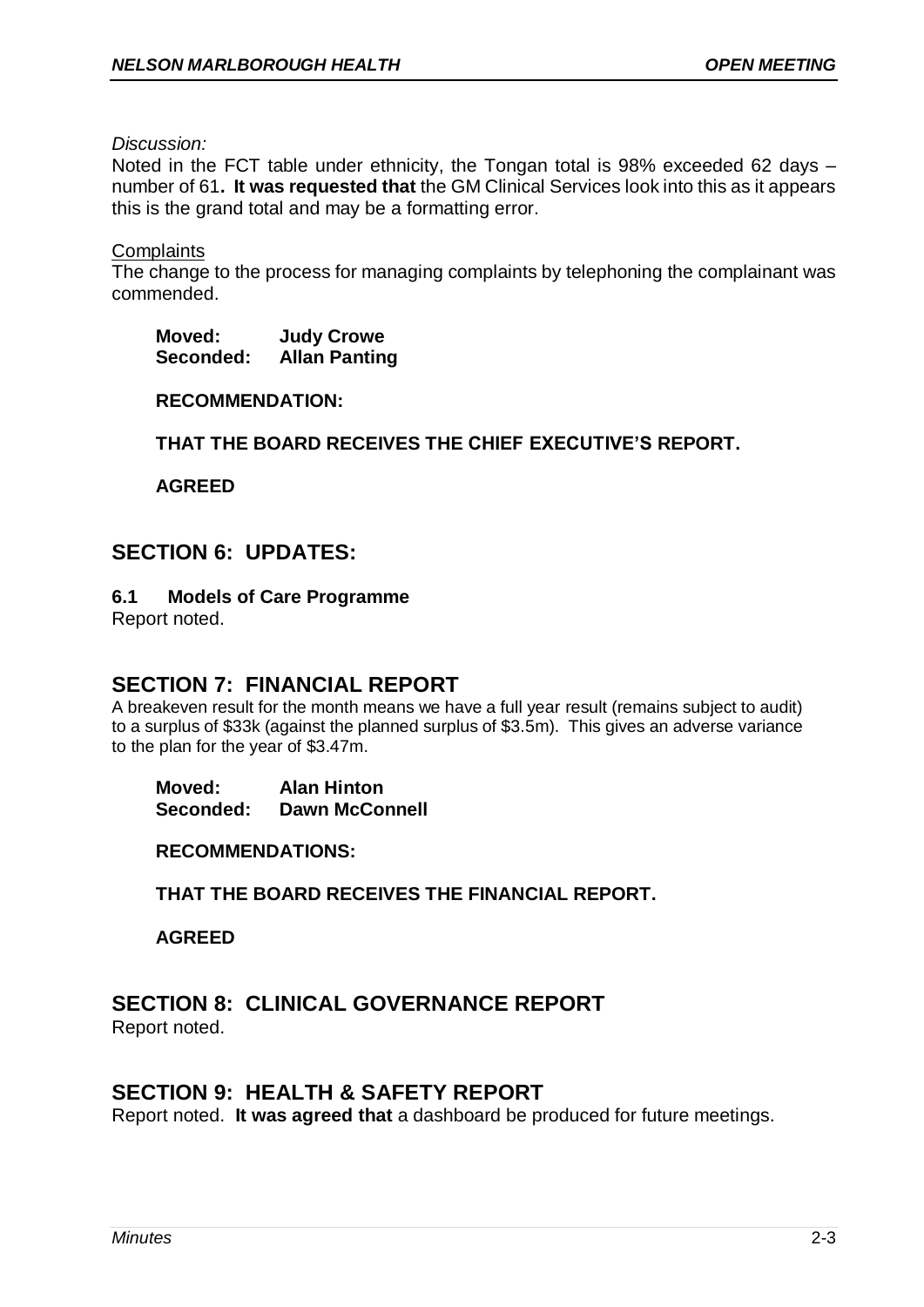*Discussion:*
Noted in the FCT table under ethnicity, the Tongan total is 98% exceeded 62 days – number of 61**. It was requested that** the GM Clinical Services look into this as it appears this is the grand total and may be a formatting error.

Complaints
The change to the process for managing complaints by telephoning the complainant was commended.

**Moved: Judy Crowe**
**Seconded: Allan Panting**

**RECOMMENDATION:**

**THAT THE BOARD RECEIVES THE CHIEF EXECUTIVE'S REPORT.**

**AGREED**

## SECTION 6: UPDATES:

### 6.1 Models of Care Programme

Report noted.

## SECTION 7: FINANCIAL REPORT

A breakeven result for the month means we have a full year result (remains subject to audit) to a surplus of $33k (against the planned surplus of $3.5m). This gives an adverse variance to the plan for the year of $3.47m.

**Moved: Alan Hinton**
**Seconded: Dawn McConnell**

**RECOMMENDATIONS:**

**THAT THE BOARD RECEIVES THE FINANCIAL REPORT.**

**AGREED**

## SECTION 8: CLINICAL GOVERNANCE REPORT

Report noted.

## SECTION 9: HEALTH & SAFETY REPORT

Report noted. **It was agreed that** a dashboard be produced for future meetings.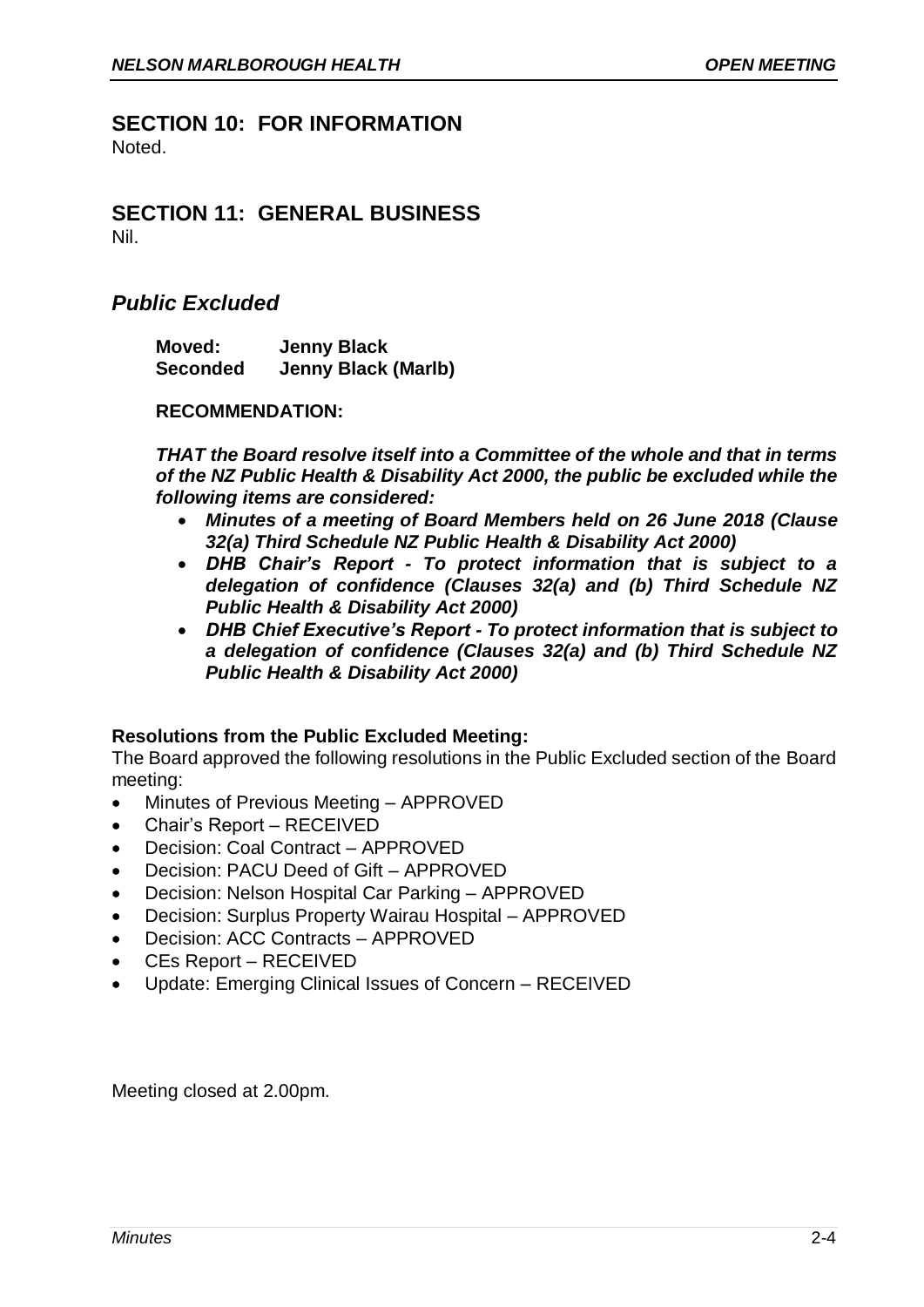## SECTION 10: FOR INFORMATION

Noted.

## SECTION 11: GENERAL BUSINESS

Nil.

## *Public Excluded*

**Moved: Jenny Black**
**Seconded Jenny Black (Marlb)**

**RECOMMENDATION:**

***THAT the Board resolve itself into a Committee of the whole and that in terms of the NZ Public Health & Disability Act 2000, the public be excluded while the following items are considered:***

- ***Minutes of a meeting of Board Members held on 26 June 2018 (Clause 32(a) Third Schedule NZ Public Health & Disability Act 2000)***
- ***DHB Chair's Report - To protect information that is subject to a delegation of confidence (Clauses 32(a) and (b) Third Schedule NZ Public Health & Disability Act 2000)***
- ***DHB Chief Executive's Report - To protect information that is subject to a delegation of confidence (Clauses 32(a) and (b) Third Schedule NZ Public Health & Disability Act 2000)***

**Resolutions from the Public Excluded Meeting:**

The Board approved the following resolutions in the Public Excluded section of the Board meeting:

- Minutes of Previous Meeting – APPROVED
- Chair's Report – RECEIVED
- Decision: Coal Contract – APPROVED
- Decision: PACU Deed of Gift – APPROVED
- Decision: Nelson Hospital Car Parking – APPROVED
- Decision: Surplus Property Wairau Hospital – APPROVED
- Decision: ACC Contracts – APPROVED
- CEs Report – RECEIVED
- Update: Emerging Clinical Issues of Concern – RECEIVED

Meeting closed at 2.00pm.